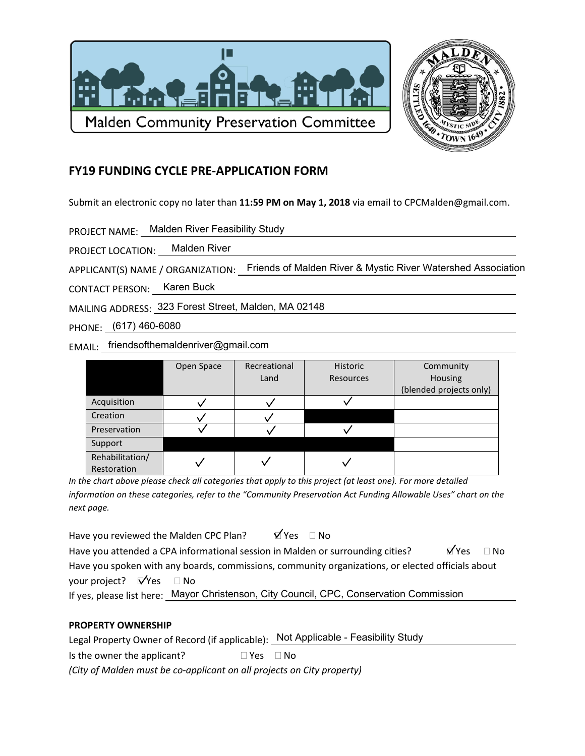Malden Community Preservation Committee

# FY19 FUNDING CYCLE PRE-APPLICATION FORM

Submit an electronic copy no later than **11:59 PM on May 1, 2018** via email to CPCMalden@gmail.com.

PROJECT NAME: Malden River Feasibility Study

PROJECT LOCATION: Malden River

APPLICANT(S) NAME / ORGANIZATION: Friends of Malden River & Mystic River Watershed Association

CONTACT PERSON: Karen Buck

MAILING ADDRESS: 323 Forest Street, Malden, MA 02148

PHONE: (617) 460-6080

EMAIL: friendsofthemaldenriver@gmail.com

| | Open Space | Recreational Land | Historic Resources | Community Housing (blended projects only) |
|---|---|---|---|---|
| Acquisition | ✓ | ✓ | ✓ | |
| Creation | ✓ | ✓ | | |
| Preservation | ✓ | ✓ | ✓ | |
| Support | | | | |
| Rehabilitation/ Restoration | ✓ | ✓ | ✓ | |

*In the chart above please check all categories that apply to this project (at least one). For more detailed information on these categories, refer to the "Community Preservation Act Funding Allowable Uses" chart on the next page.*

Have you reviewed the Malden CPC Plan? ☑ Yes ☐ No

Have you attended a CPA informational session in Malden or surrounding cities? ☑ Yes ☐ No

Have you spoken with any boards, commissions, community organizations, or elected officials about your project? ☑ Yes ☐ No

If yes, please list here: Mayor Christenson, City Council, CPC, Conservation Commission

**PROPERTY OWNERSHIP**

Legal Property Owner of Record (if applicable): Not Applicable - Feasibility Study

Is the owner the applicant? ☐ Yes ☐ No

*(City of Malden must be co-applicant on all projects on City property)*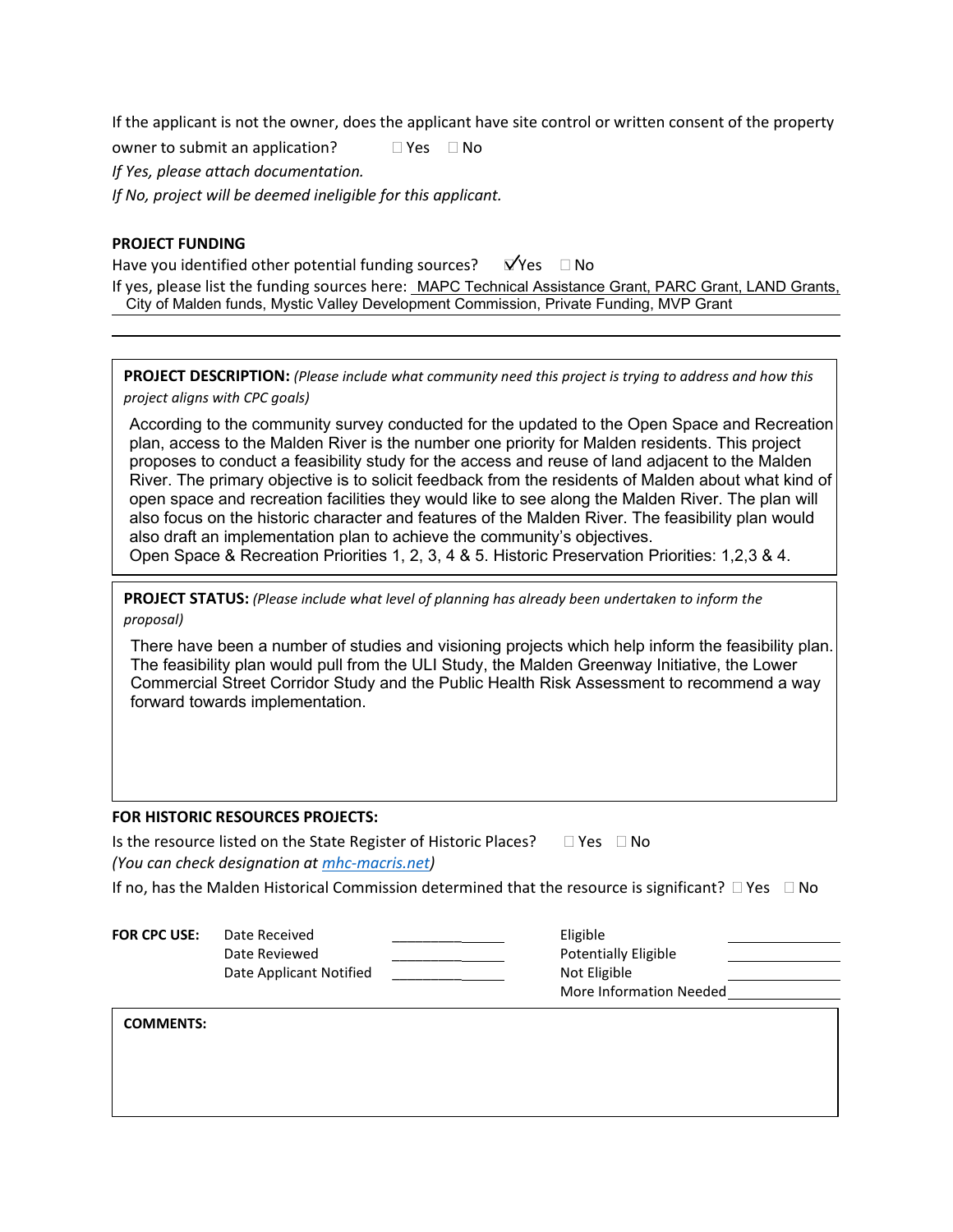If the applicant is not the owner, does the applicant have site control or written consent of the property owner to submit an application? ☐ Yes ☐ No

*If Yes, please attach documentation.*

*If No, project will be deemed ineligible for this applicant.*

**PROJECT FUNDING**

Have you identified other potential funding sources? ☑ Yes ☐ No

If yes, please list the funding sources here: MAPC Technical Assistance Grant, PARC Grant, LAND Grants, City of Malden funds, Mystic Valley Development Commission, Private Funding, MVP Grant

**PROJECT DESCRIPTION:** *(Please include what community need this project is trying to address and how this project aligns with CPC goals)*

According to the community survey conducted for the updated to the Open Space and Recreation plan, access to the Malden River is the number one priority for Malden residents. This project proposes to conduct a feasibility study for the access and reuse of land adjacent to the Malden River. The primary objective is to solicit feedback from the residents of Malden about what kind of open space and recreation facilities they would like to see along the Malden River. The plan will also focus on the historic character and features of the Malden River. The feasibility plan would also draft an implementation plan to achieve the community's objectives.
Open Space & Recreation Priorities 1, 2, 3, 4 & 5. Historic Preservation Priorities: 1,2,3 & 4.

**PROJECT STATUS:** *(Please include what level of planning has already been undertaken to inform the proposal)*

There have been a number of studies and visioning projects which help inform the feasibility plan. The feasibility plan would pull from the ULI Study, the Malden Greenway Initiative, the Lower Commercial Street Corridor Study and the Public Health Risk Assessment to recommend a way forward towards implementation.

**FOR HISTORIC RESOURCES PROJECTS:**

Is the resource listed on the State Register of Historic Places? ☐ Yes ☐ No

*(You can check designation at mhc-macris.net)*

If no, has the Malden Historical Commission determined that the resource is significant? ☐ Yes ☐ No

| | | | | |
|---|---|---|---|---|
| **FOR CPC USE:** | Date Received | ________ | Eligible | ________ |
| | Date Reviewed | ________ | Potentially Eligible | ________ |
| | Date Applicant Notified | ________ | Not Eligible | ________ |
| | | | More Information Needed | ________ |

**COMMENTS:**